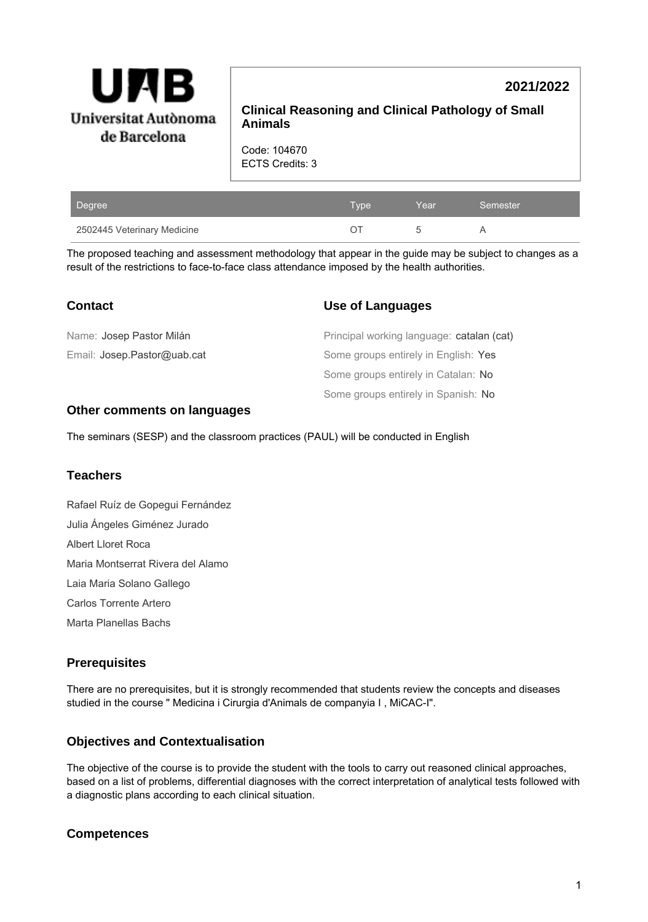UAB Universitat Autònoma de Barcelona

**2021/2022**

# Clinical Reasoning and Clinical Pathology of Small Animals

Code: 104670
ECTS Credits: 3

| Degree | Type | Year | Semester |
|---|---|---|---|
| 2502445 Veterinary Medicine | OT | 5 | A |

The proposed teaching and assessment methodology that appear in the guide may be subject to changes as a result of the restrictions to face-to-face class attendance imposed by the health authorities.

## Contact

Name: Josep Pastor Milán

Email: Josep.Pastor@uab.cat

## Use of Languages

Principal working language: catalan (cat)

Some groups entirely in English: Yes

Some groups entirely in Catalan: No

Some groups entirely in Spanish: No

## Other comments on languages

The seminars (SESP) and the classroom practices (PAUL) will be conducted in English

## Teachers

Rafael Ruíz de Gopegui Fernández

Julia Ángeles Giménez Jurado

Albert Lloret Roca

Maria Montserrat Rivera del Alamo

Laia Maria Solano Gallego

Carlos Torrente Artero

Marta Planellas Bachs

## Prerequisites

There are no prerequisites, but it is strongly recommended that students review the concepts and diseases studied in the course " Medicina i Cirurgia d'Animals de companyia I , MiCAC-I".

## Objectives and Contextualisation

The objective of the course is to provide the student with the tools to carry out reasoned clinical approaches, based on a list of problems, differential diagnoses with the correct interpretation of analytical tests followed with a diagnostic plans according to each clinical situation.

## Competences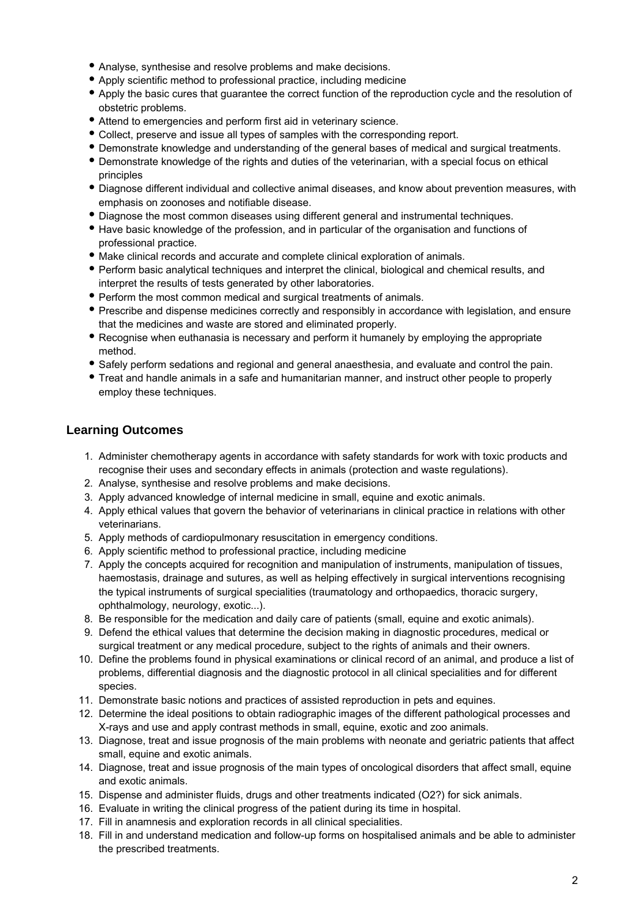- Analyse, synthesise and resolve problems and make decisions.
- Apply scientific method to professional practice, including medicine
- Apply the basic cures that guarantee the correct function of the reproduction cycle and the resolution of obstetric problems.
- Attend to emergencies and perform first aid in veterinary science.
- Collect, preserve and issue all types of samples with the corresponding report.
- Demonstrate knowledge and understanding of the general bases of medical and surgical treatments.
- Demonstrate knowledge of the rights and duties of the veterinarian, with a special focus on ethical principles
- Diagnose different individual and collective animal diseases, and know about prevention measures, with emphasis on zoonoses and notifiable disease.
- Diagnose the most common diseases using different general and instrumental techniques.
- Have basic knowledge of the profession, and in particular of the organisation and functions of professional practice.
- Make clinical records and accurate and complete clinical exploration of animals.
- Perform basic analytical techniques and interpret the clinical, biological and chemical results, and interpret the results of tests generated by other laboratories.
- Perform the most common medical and surgical treatments of animals.
- Prescribe and dispense medicines correctly and responsibly in accordance with legislation, and ensure that the medicines and waste are stored and eliminated properly.
- Recognise when euthanasia is necessary and perform it humanely by employing the appropriate method.
- Safely perform sedations and regional and general anaesthesia, and evaluate and control the pain.
- Treat and handle animals in a safe and humanitarian manner, and instruct other people to properly employ these techniques.

## Learning Outcomes

1. Administer chemotherapy agents in accordance with safety standards for work with toxic products and recognise their uses and secondary effects in animals (protection and waste regulations).
2. Analyse, synthesise and resolve problems and make decisions.
3. Apply advanced knowledge of internal medicine in small, equine and exotic animals.
4. Apply ethical values that govern the behavior of veterinarians in clinical practice in relations with other veterinarians.
5. Apply methods of cardiopulmonary resuscitation in emergency conditions.
6. Apply scientific method to professional practice, including medicine
7. Apply the concepts acquired for recognition and manipulation of instruments, manipulation of tissues, haemostasis, drainage and sutures, as well as helping effectively in surgical interventions recognising the typical instruments of surgical specialities (traumatology and orthopaedics, thoracic surgery, ophthalmology, neurology, exotic...).
8. Be responsible for the medication and daily care of patients (small, equine and exotic animals).
9. Defend the ethical values that determine the decision making in diagnostic procedures, medical or surgical treatment or any medical procedure, subject to the rights of animals and their owners.
10. Define the problems found in physical examinations or clinical record of an animal, and produce a list of problems, differential diagnosis and the diagnostic protocol in all clinical specialities and for different species.
11. Demonstrate basic notions and practices of assisted reproduction in pets and equines.
12. Determine the ideal positions to obtain radiographic images of the different pathological processes and X-rays and use and apply contrast methods in small, equine, exotic and zoo animals.
13. Diagnose, treat and issue prognosis of the main problems with neonate and geriatric patients that affect small, equine and exotic animals.
14. Diagnose, treat and issue prognosis of the main types of oncological disorders that affect small, equine and exotic animals.
15. Dispense and administer fluids, drugs and other treatments indicated (O2?) for sick animals.
16. Evaluate in writing the clinical progress of the patient during its time in hospital.
17. Fill in anamnesis and exploration records in all clinical specialities.
18. Fill in and understand medication and follow-up forms on hospitalised animals and be able to administer the prescribed treatments.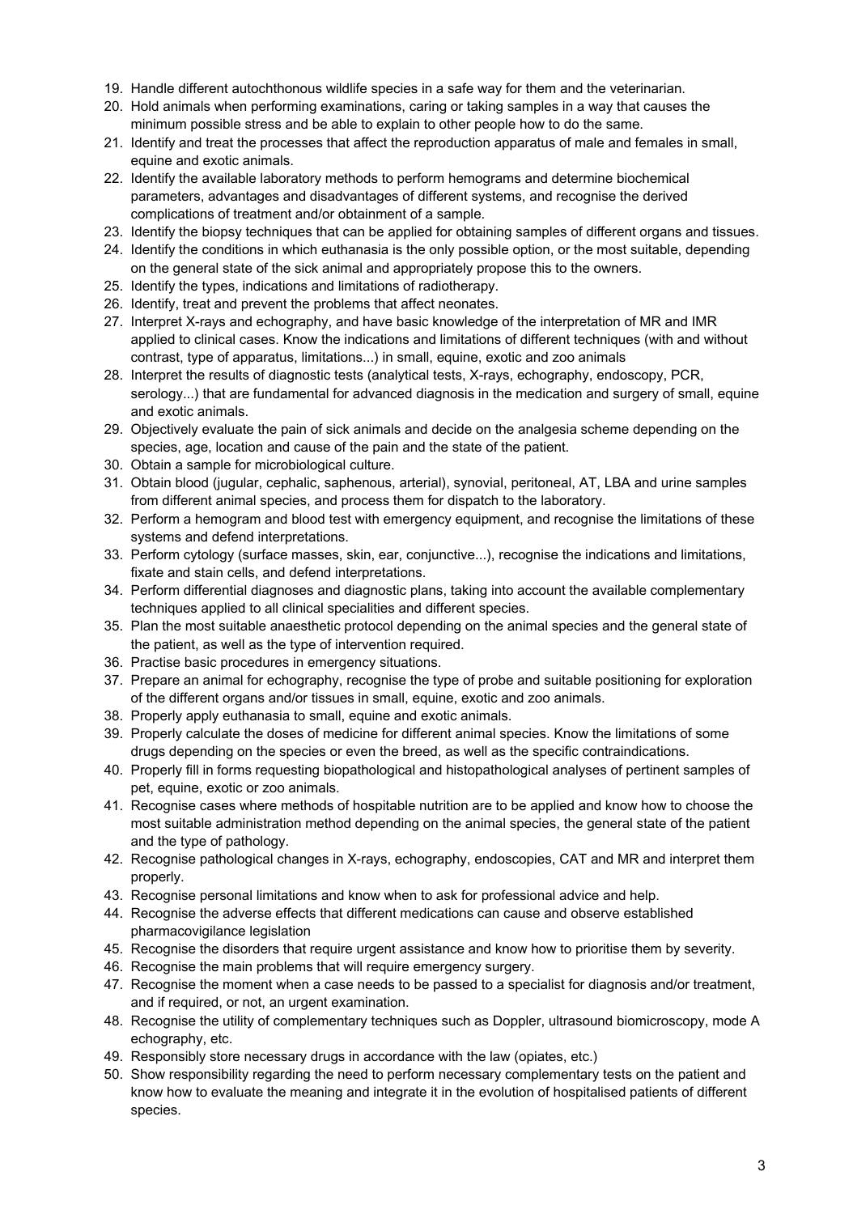19. Handle different autochthonous wildlife species in a safe way for them and the veterinarian.
20. Hold animals when performing examinations, caring or taking samples in a way that causes the minimum possible stress and be able to explain to other people how to do the same.
21. Identify and treat the processes that affect the reproduction apparatus of male and females in small, equine and exotic animals.
22. Identify the available laboratory methods to perform hemograms and determine biochemical parameters, advantages and disadvantages of different systems, and recognise the derived complications of treatment and/or obtainment of a sample.
23. Identify the biopsy techniques that can be applied for obtaining samples of different organs and tissues.
24. Identify the conditions in which euthanasia is the only possible option, or the most suitable, depending on the general state of the sick animal and appropriately propose this to the owners.
25. Identify the types, indications and limitations of radiotherapy.
26. Identify, treat and prevent the problems that affect neonates.
27. Interpret X-rays and echography, and have basic knowledge of the interpretation of MR and IMR applied to clinical cases. Know the indications and limitations of different techniques (with and without contrast, type of apparatus, limitations...) in small, equine, exotic and zoo animals
28. Interpret the results of diagnostic tests (analytical tests, X-rays, echography, endoscopy, PCR, serology...) that are fundamental for advanced diagnosis in the medication and surgery of small, equine and exotic animals.
29. Objectively evaluate the pain of sick animals and decide on the analgesia scheme depending on the species, age, location and cause of the pain and the state of the patient.
30. Obtain a sample for microbiological culture.
31. Obtain blood (jugular, cephalic, saphenous, arterial), synovial, peritoneal, AT, LBA and urine samples from different animal species, and process them for dispatch to the laboratory.
32. Perform a hemogram and blood test with emergency equipment, and recognise the limitations of these systems and defend interpretations.
33. Perform cytology (surface masses, skin, ear, conjunctive...), recognise the indications and limitations, fixate and stain cells, and defend interpretations.
34. Perform differential diagnoses and diagnostic plans, taking into account the available complementary techniques applied to all clinical specialities and different species.
35. Plan the most suitable anaesthetic protocol depending on the animal species and the general state of the patient, as well as the type of intervention required.
36. Practise basic procedures in emergency situations.
37. Prepare an animal for echography, recognise the type of probe and suitable positioning for exploration of the different organs and/or tissues in small, equine, exotic and zoo animals.
38. Properly apply euthanasia to small, equine and exotic animals.
39. Properly calculate the doses of medicine for different animal species. Know the limitations of some drugs depending on the species or even the breed, as well as the specific contraindications.
40. Properly fill in forms requesting biopathological and histopathological analyses of pertinent samples of pet, equine, exotic or zoo animals.
41. Recognise cases where methods of hospitable nutrition are to be applied and know how to choose the most suitable administration method depending on the animal species, the general state of the patient and the type of pathology.
42. Recognise pathological changes in X-rays, echography, endoscopies, CAT and MR and interpret them properly.
43. Recognise personal limitations and know when to ask for professional advice and help.
44. Recognise the adverse effects that different medications can cause and observe established pharmacovigilance legislation
45. Recognise the disorders that require urgent assistance and know how to prioritise them by severity.
46. Recognise the main problems that will require emergency surgery.
47. Recognise the moment when a case needs to be passed to a specialist for diagnosis and/or treatment, and if required, or not, an urgent examination.
48. Recognise the utility of complementary techniques such as Doppler, ultrasound biomicroscopy, mode A echography, etc.
49. Responsibly store necessary drugs in accordance with the law (opiates, etc.)
50. Show responsibility regarding the need to perform necessary complementary tests on the patient and know how to evaluate the meaning and integrate it in the evolution of hospitalised patients of different species.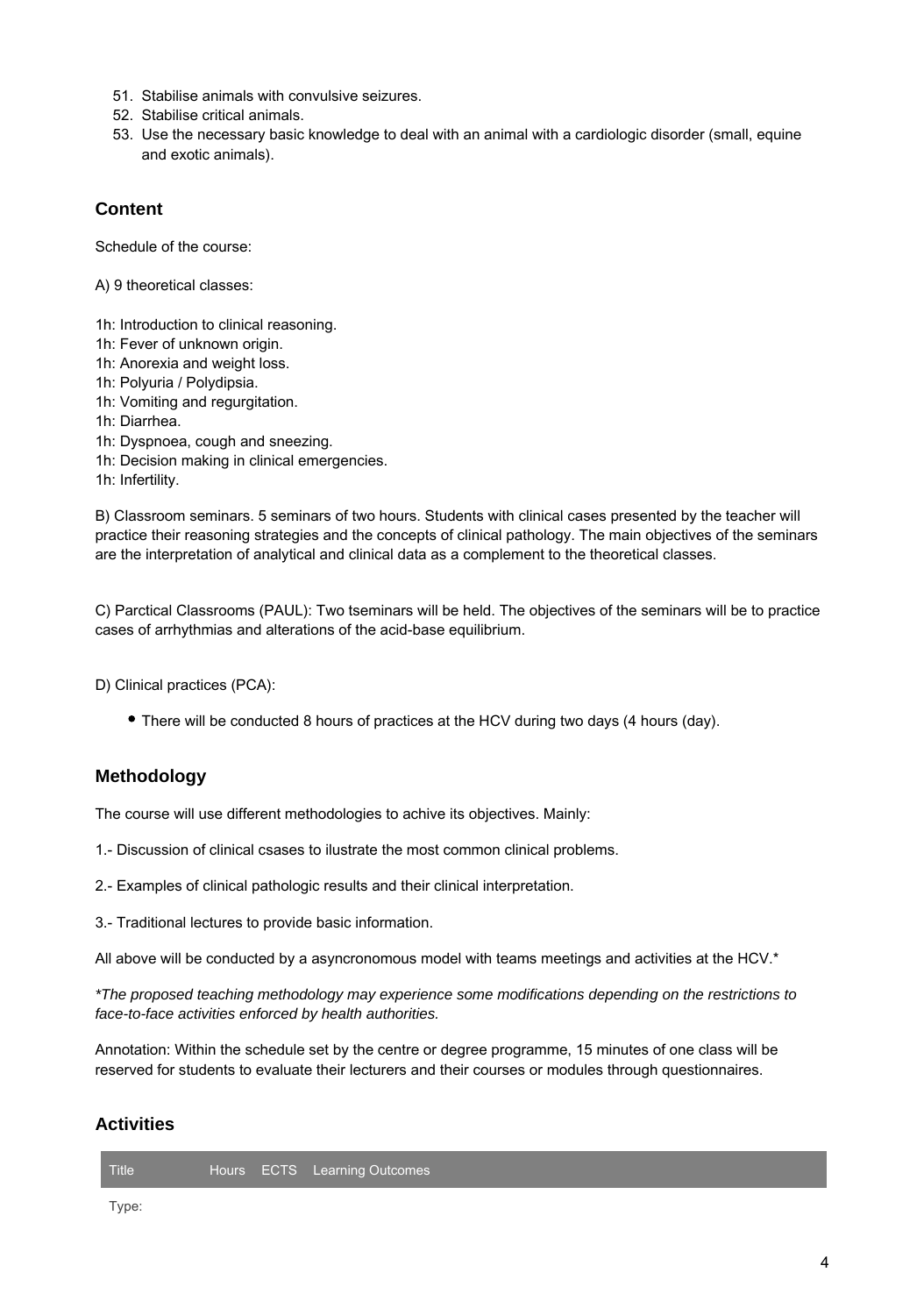51. Stabilise animals with convulsive seizures.
52. Stabilise critical animals.
53. Use the necessary basic knowledge to deal with an animal with a cardiologic disorder (small, equine and exotic animals).

## Content

Schedule of the course:

A) 9 theoretical classes:

1h: Introduction to clinical reasoning.
1h: Fever of unknown origin.
1h: Anorexia and weight loss.
1h: Polyuria / Polydipsia.
1h: Vomiting and regurgitation.
1h: Diarrhea.
1h: Dyspnoea, cough and sneezing.
1h: Decision making in clinical emergencies.
1h: Infertility.

B) Classroom seminars. 5 seminars of two hours. Students with clinical cases presented by the teacher will practice their reasoning strategies and the concepts of clinical pathology. The main objectives of the seminars are the interpretation of analytical and clinical data as a complement to the theoretical classes.

C) Parctical Classrooms (PAUL): Two tseminars will be held. The objectives of the seminars will be to practice cases of arrhythmias and alterations of the acid-base equilibrium.

D) Clinical practices (PCA):

- There will be conducted 8 hours of practices at the HCV during two days (4 hours (day).

## Methodology

The course will use different methodologies to achive its objectives. Mainly:

1.- Discussion of clinical csases to ilustrate the most common clinical problems.

2.- Examples of clinical pathologic results and their clinical interpretation.

3.- Traditional lectures to provide basic information.

All above will be conducted by a asyncronomous model with teams meetings and activities at the HCV.*

*\*The proposed teaching methodology may experience some modifications depending on the restrictions to face-to-face activities enforced by health authorities.*

Annotation: Within the schedule set by the centre or degree programme, 15 minutes of one class will be reserved for students to evaluate their lecturers and their courses or modules through questionnaires.

## Activities

| Title | Hours | ECTS | Learning Outcomes |
| --- | --- | --- | --- |
| Type: | | | |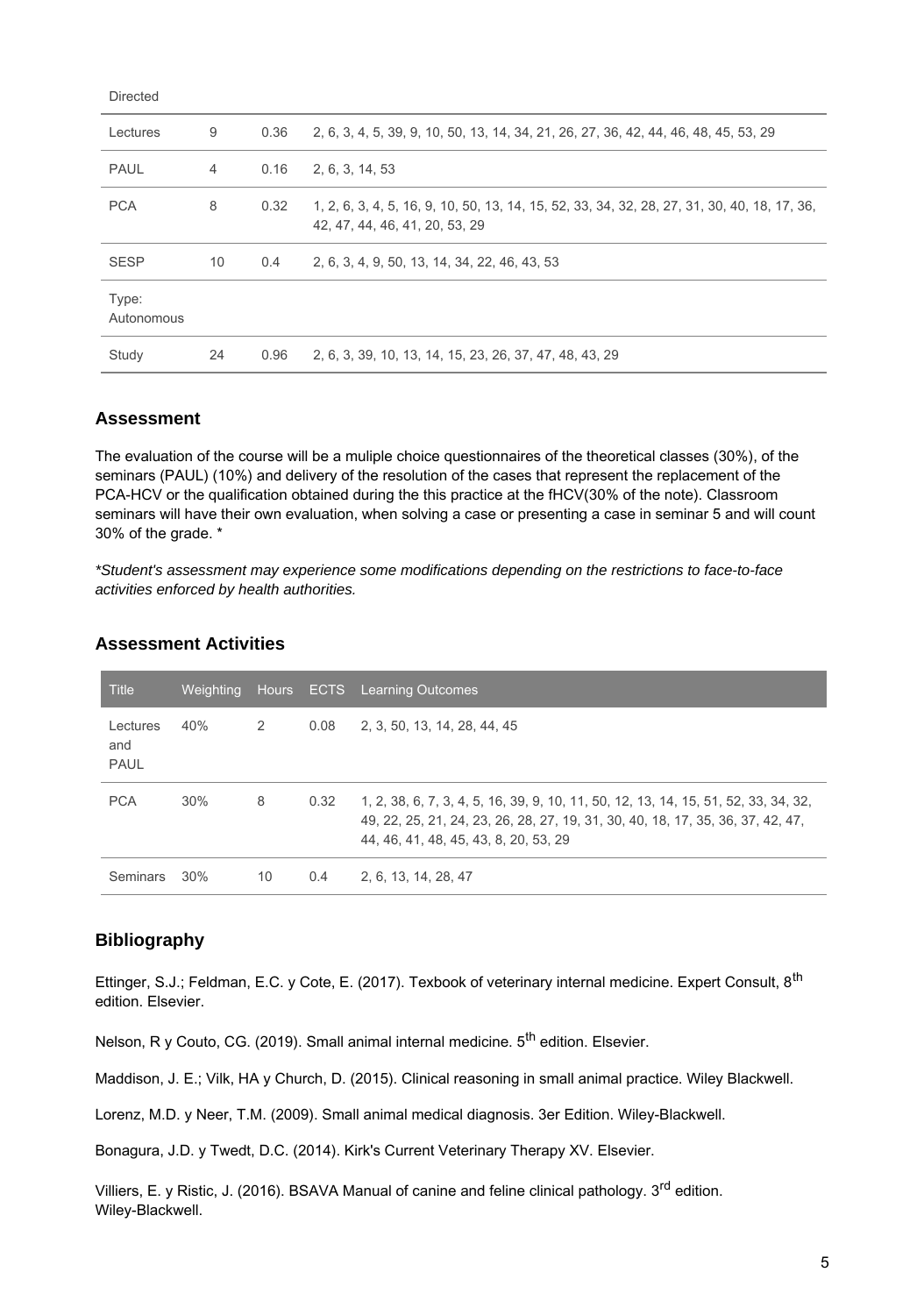| | | | |
|---|---|---|---|
| Directed | | | |
| Lectures | 9 | 0.36 | 2, 6, 3, 4, 5, 39, 9, 10, 50, 13, 14, 34, 21, 26, 27, 36, 42, 44, 46, 48, 45, 53, 29 |
| PAUL | 4 | 0.16 | 2, 6, 3, 14, 53 |
| PCA | 8 | 0.32 | 1, 2, 6, 3, 4, 5, 16, 9, 10, 50, 13, 14, 15, 52, 33, 34, 32, 28, 27, 31, 30, 40, 18, 17, 36, 42, 47, 44, 46, 41, 20, 53, 29 |
| SESP | 10 | 0.4 | 2, 6, 3, 4, 9, 50, 13, 14, 34, 22, 46, 43, 53 |
| Type: Autonomous | | | |
| Study | 24 | 0.96 | 2, 6, 3, 39, 10, 13, 14, 15, 23, 26, 37, 47, 48, 43, 29 |

## Assessment

The evaluation of the course will be a muliple choice questionnaires of the theoretical classes (30%), of the seminars (PAUL) (10%) and delivery of the resolution of the cases that represent the replacement of the PCA-HCV or the qualification obtained during the this practice at the fHCV(30% of the note). Classroom seminars will have their own evaluation, when solving a case or presenting a case in seminar 5 and will count 30% of the grade. *

*\*Student's assessment may experience some modifications depending on the restrictions to face-to-face activities enforced by health authorities.*

## Assessment Activities

| Title | Weighting | Hours | ECTS | Learning Outcomes |
|---|---|---|---|---|
| Lectures and PAUL | 40% | 2 | 0.08 | 2, 3, 50, 13, 14, 28, 44, 45 |
| PCA | 30% | 8 | 0.32 | 1, 2, 38, 6, 7, 3, 4, 5, 16, 39, 9, 10, 11, 50, 12, 13, 14, 15, 51, 52, 33, 34, 32, 49, 22, 25, 21, 24, 23, 26, 28, 27, 19, 31, 30, 40, 18, 17, 35, 36, 37, 42, 47, 44, 46, 41, 48, 45, 43, 8, 20, 53, 29 |
| Seminars | 30% | 10 | 0.4 | 2, 6, 13, 14, 28, 47 |

## Bibliography

Ettinger, S.J.; Feldman, E.C. y Cote, E. (2017). Texbook of veterinary internal medicine. Expert Consult, 8th edition. Elsevier.

Nelson, R y Couto, CG. (2019). Small animal internal medicine. 5th edition. Elsevier.

Maddison, J. E.; Vilk, HA y Church, D. (2015). Clinical reasoning in small animal practice. Wiley Blackwell.

Lorenz, M.D. y Neer, T.M. (2009). Small animal medical diagnosis. 3er Edition. Wiley-Blackwell.

Bonagura, J.D. y Twedt, D.C. (2014). Kirk's Current Veterinary Therapy XV. Elsevier.

Villiers, E. y Ristic, J. (2016). BSAVA Manual of canine and feline clinical pathology. 3rd edition. Wiley-Blackwell.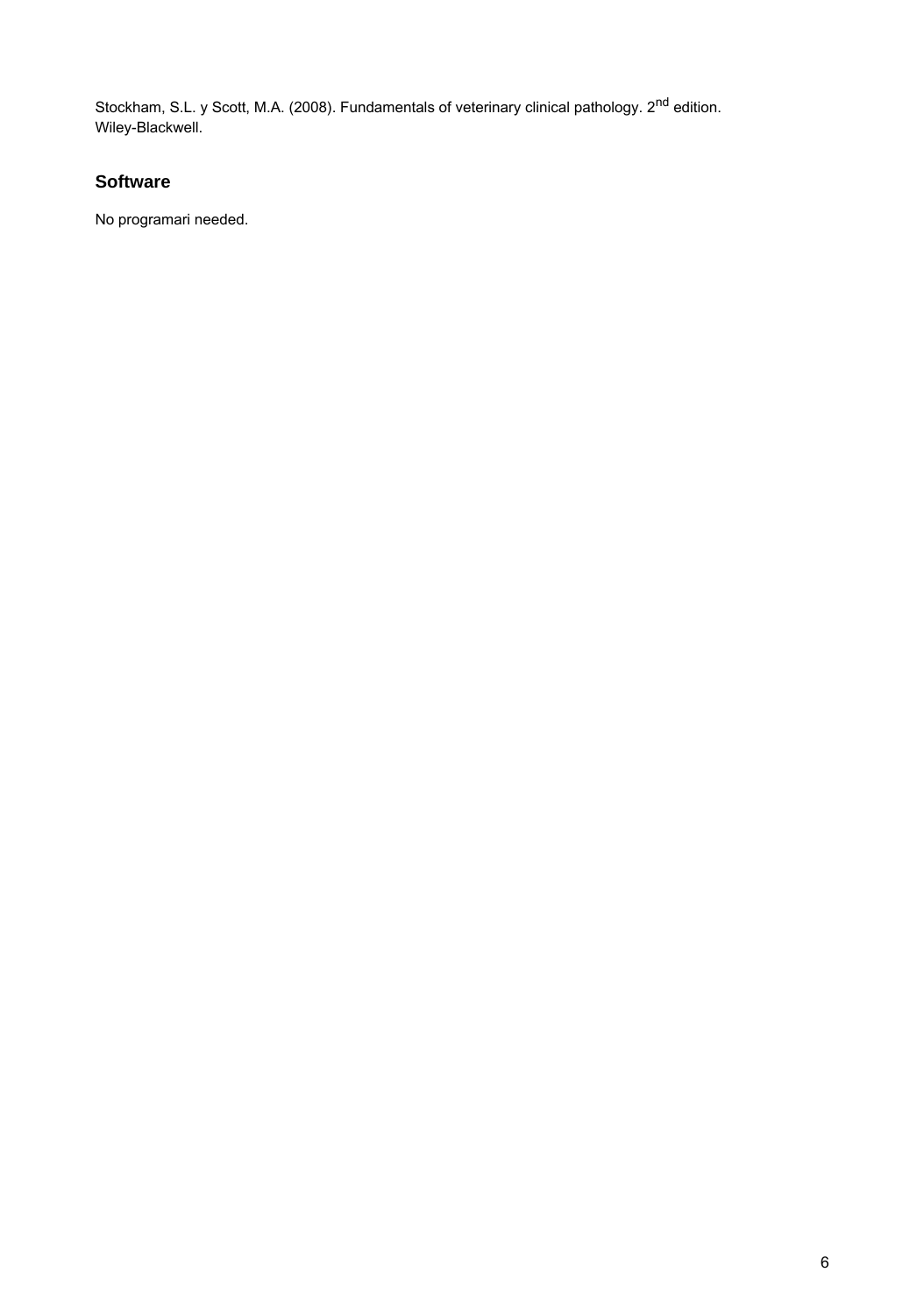Stockham, S.L. y Scott, M.A. (2008). Fundamentals of veterinary clinical pathology. 2nd edition. Wiley-Blackwell.

## Software

No programari needed.